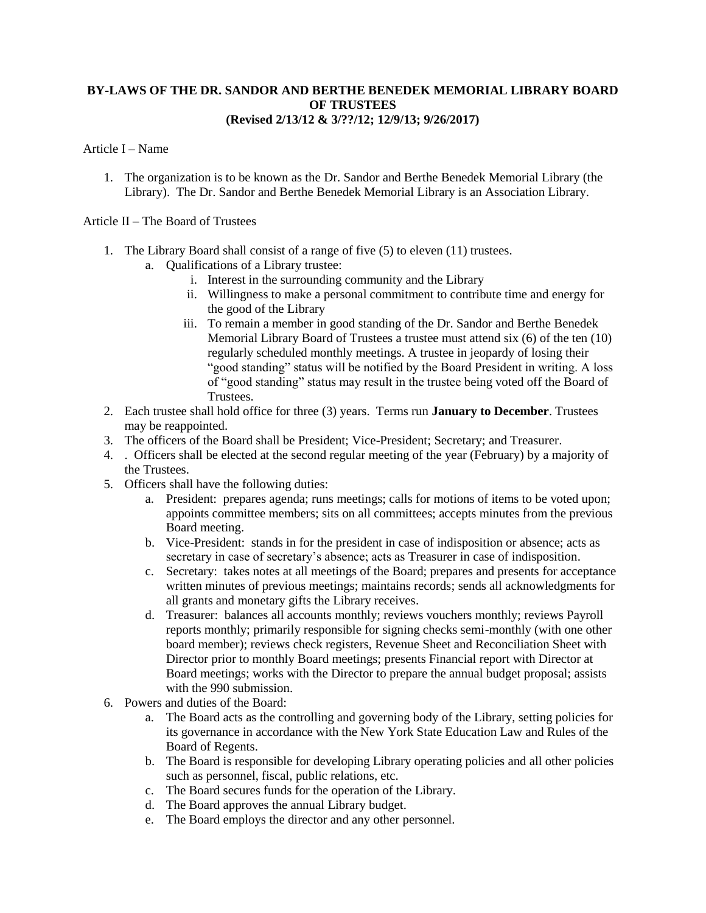# BY-LAWS OF THE DR. SANDOR AND BERTHE BENEDEK MEMORIAL LIBRARY BOARD OF TRUSTEES
**(Revised 2/13/12 & 3/??/12; 12/9/13; 9/26/2017)**

Article I – Name

1. The organization is to be known as the Dr. Sandor and Berthe Benedek Memorial Library (the Library). The Dr. Sandor and Berthe Benedek Memorial Library is an Association Library.

Article II – The Board of Trustees

1. The Library Board shall consist of a range of five (5) to eleven (11) trustees.
    a. Qualifications of a Library trustee:
        i. Interest in the surrounding community and the Library
        ii. Willingness to make a personal commitment to contribute time and energy for the good of the Library
        iii. To remain a member in good standing of the Dr. Sandor and Berthe Benedek Memorial Library Board of Trustees a trustee must attend six (6) of the ten (10) regularly scheduled monthly meetings. A trustee in jeopardy of losing their "good standing" status will be notified by the Board President in writing. A loss of "good standing" status may result in the trustee being voted off the Board of Trustees.
2. Each trustee shall hold office for three (3) years. Terms run **January to December**. Trustees may be reappointed.
3. The officers of the Board shall be President; Vice-President; Secretary; and Treasurer.
4. . Officers shall be elected at the second regular meeting of the year (February) by a majority of the Trustees.
5. Officers shall have the following duties:
    a. President: prepares agenda; runs meetings; calls for motions of items to be voted upon; appoints committee members; sits on all committees; accepts minutes from the previous Board meeting.
    b. Vice-President: stands in for the president in case of indisposition or absence; acts as secretary in case of secretary's absence; acts as Treasurer in case of indisposition.
    c. Secretary: takes notes at all meetings of the Board; prepares and presents for acceptance written minutes of previous meetings; maintains records; sends all acknowledgments for all grants and monetary gifts the Library receives.
    d. Treasurer: balances all accounts monthly; reviews vouchers monthly; reviews Payroll reports monthly; primarily responsible for signing checks semi-monthly (with one other board member); reviews check registers, Revenue Sheet and Reconciliation Sheet with Director prior to monthly Board meetings; presents Financial report with Director at Board meetings; works with the Director to prepare the annual budget proposal; assists with the 990 submission.
6. Powers and duties of the Board:
    a. The Board acts as the controlling and governing body of the Library, setting policies for its governance in accordance with the New York State Education Law and Rules of the Board of Regents.
    b. The Board is responsible for developing Library operating policies and all other policies such as personnel, fiscal, public relations, etc.
    c. The Board secures funds for the operation of the Library.
    d. The Board approves the annual Library budget.
    e. The Board employs the director and any other personnel.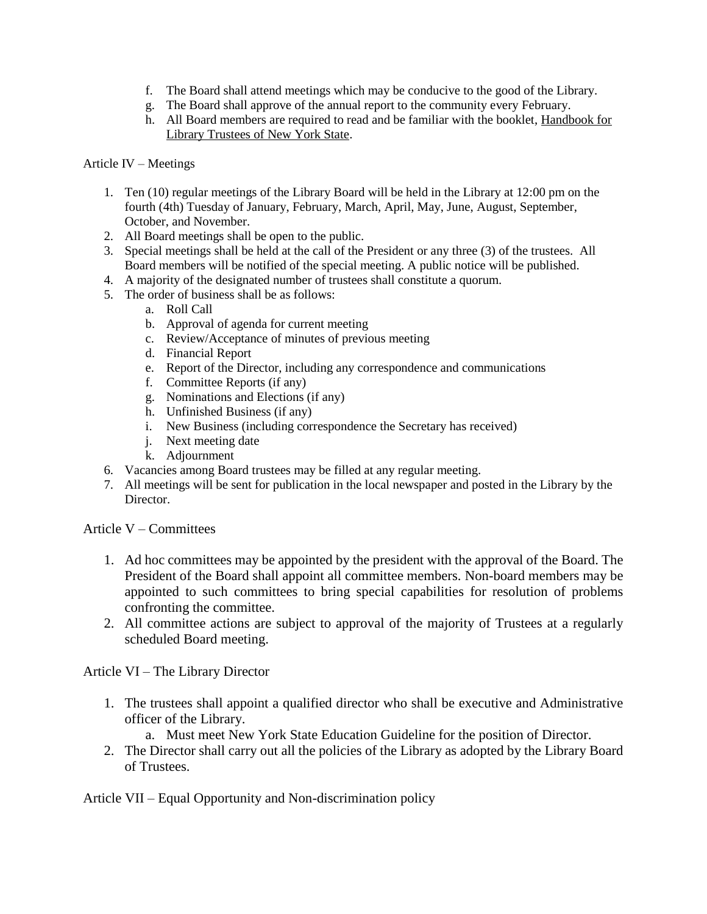f. The Board shall attend meetings which may be conducive to the good of the Library.
g. The Board shall approve of the annual report to the community every February.
h. All Board members are required to read and be familiar with the booklet, Handbook for Library Trustees of New York State.

Article IV – Meetings

1. Ten (10) regular meetings of the Library Board will be held in the Library at 12:00 pm on the fourth (4th) Tuesday of January, February, March, April, May, June, August, September, October, and November.
2. All Board meetings shall be open to the public.
3. Special meetings shall be held at the call of the President or any three (3) of the trustees. All Board members will be notified of the special meeting. A public notice will be published.
4. A majority of the designated number of trustees shall constitute a quorum.
5. The order of business shall be as follows:
    a. Roll Call
    b. Approval of agenda for current meeting
    c. Review/Acceptance of minutes of previous meeting
    d. Financial Report
    e. Report of the Director, including any correspondence and communications
    f. Committee Reports (if any)
    g. Nominations and Elections (if any)
    h. Unfinished Business (if any)
    i. New Business (including correspondence the Secretary has received)
    j. Next meeting date
    k. Adjournment
6. Vacancies among Board trustees may be filled at any regular meeting.
7. All meetings will be sent for publication in the local newspaper and posted in the Library by the Director.

Article V – Committees

1. Ad hoc committees may be appointed by the president with the approval of the Board. The President of the Board shall appoint all committee members. Non-board members may be appointed to such committees to bring special capabilities for resolution of problems confronting the committee.
2. All committee actions are subject to approval of the majority of Trustees at a regularly scheduled Board meeting.

Article VI – The Library Director

1. The trustees shall appoint a qualified director who shall be executive and Administrative officer of the Library.
    a. Must meet New York State Education Guideline for the position of Director.
2. The Director shall carry out all the policies of the Library as adopted by the Library Board of Trustees.

Article VII – Equal Opportunity and Non-discrimination policy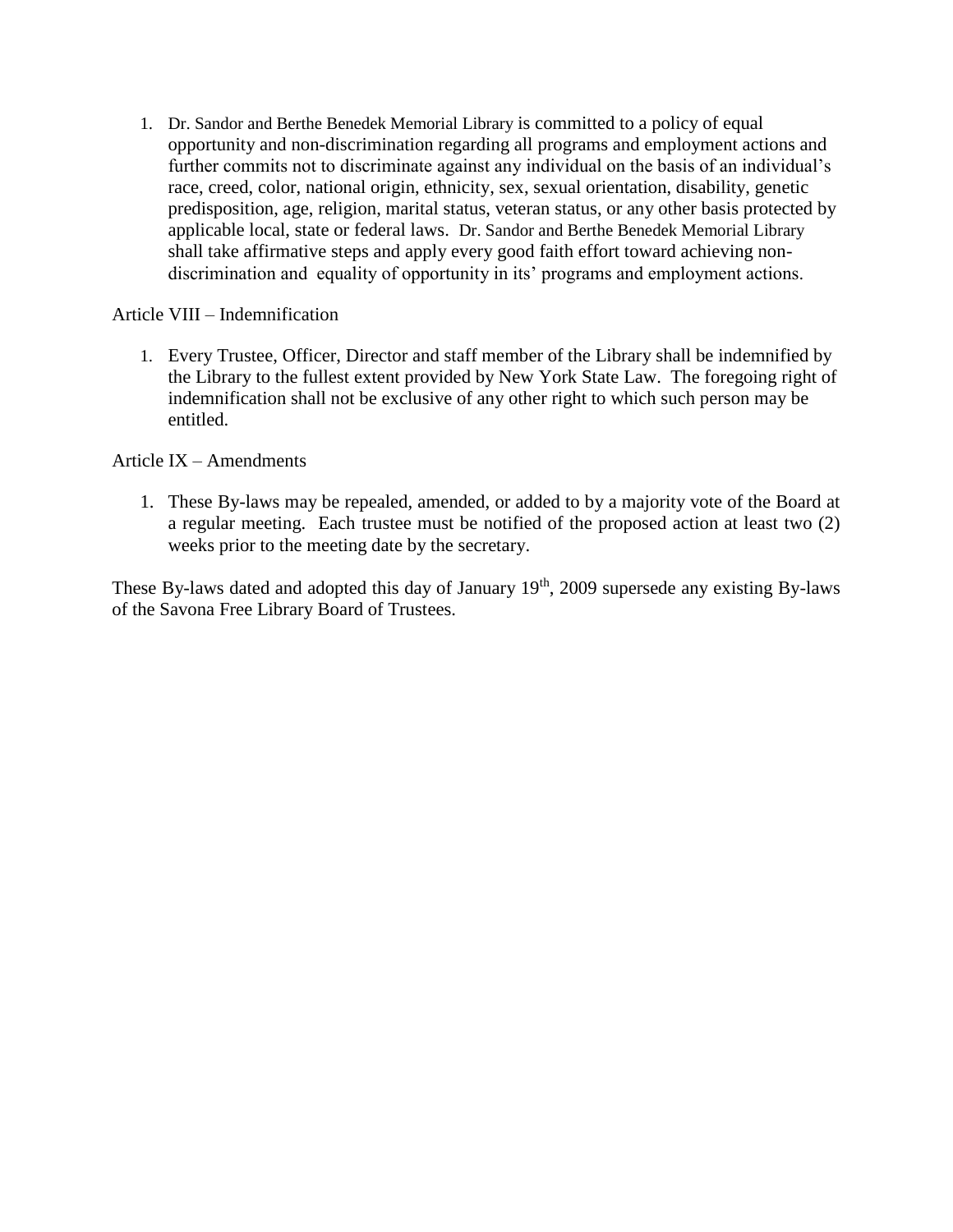1. Dr. Sandor and Berthe Benedek Memorial Library is committed to a policy of equal opportunity and non-discrimination regarding all programs and employment actions and further commits not to discriminate against any individual on the basis of an individual's race, creed, color, national origin, ethnicity, sex, sexual orientation, disability, genetic predisposition, age, religion, marital status, veteran status, or any other basis protected by applicable local, state or federal laws. Dr. Sandor and Berthe Benedek Memorial Library shall take affirmative steps and apply every good faith effort toward achieving non-discrimination and equality of opportunity in its' programs and employment actions.

Article VIII – Indemnification

1. Every Trustee, Officer, Director and staff member of the Library shall be indemnified by the Library to the fullest extent provided by New York State Law. The foregoing right of indemnification shall not be exclusive of any other right to which such person may be entitled.

Article IX – Amendments

1. These By-laws may be repealed, amended, or added to by a majority vote of the Board at a regular meeting. Each trustee must be notified of the proposed action at least two (2) weeks prior to the meeting date by the secretary.

These By-laws dated and adopted this day of January 19th, 2009 supersede any existing By-laws of the Savona Free Library Board of Trustees.